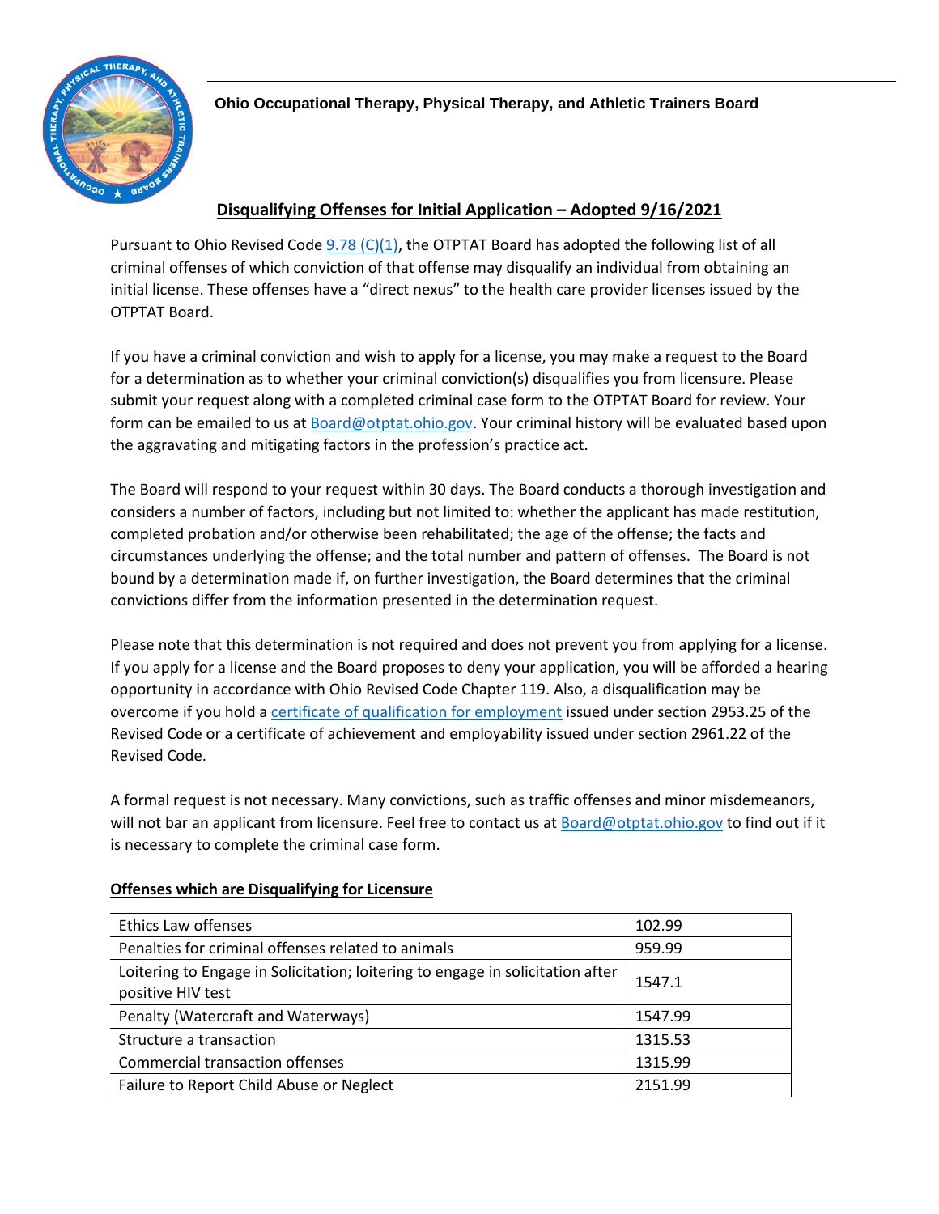**Ohio Occupational Therapy, Physical Therapy, and Athletic Trainers Board**

## Disqualifying Offenses for Initial Application – Adopted 9/16/2021

Pursuant to Ohio Revised Code [9.78 (C)(1)](), the OTPTAT Board has adopted the following list of all criminal offenses of which conviction of that offense may disqualify an individual from obtaining an initial license. These offenses have a "direct nexus" to the health care provider licenses issued by the OTPTAT Board.

If you have a criminal conviction and wish to apply for a license, you may make a request to the Board for a determination as to whether your criminal conviction(s) disqualifies you from licensure. Please submit your request along with a completed criminal case form to the OTPTAT Board for review. Your form can be emailed to us at Board@otptat.ohio.gov. Your criminal history will be evaluated based upon the aggravating and mitigating factors in the profession's practice act.

The Board will respond to your request within 30 days. The Board conducts a thorough investigation and considers a number of factors, including but not limited to: whether the applicant has made restitution, completed probation and/or otherwise been rehabilitated; the age of the offense; the facts and circumstances underlying the offense; and the total number and pattern of offenses. The Board is not bound by a determination made if, on further investigation, the Board determines that the criminal convictions differ from the information presented in the determination request.

Please note that this determination is not required and does not prevent you from applying for a license. If you apply for a license and the Board proposes to deny your application, you will be afforded a hearing opportunity in accordance with Ohio Revised Code Chapter 119. Also, a disqualification may be overcome if you hold a certificate of qualification for employment issued under section 2953.25 of the Revised Code or a certificate of achievement and employability issued under section 2961.22 of the Revised Code.

A formal request is not necessary. Many convictions, such as traffic offenses and minor misdemeanors, will not bar an applicant from licensure. Feel free to contact us at Board@otptat.ohio.gov to find out if it is necessary to complete the criminal case form.

**Offenses which are Disqualifying for Licensure**

| Offense | Section |
|---|---|
| Ethics Law offenses | 102.99 |
| Penalties for criminal offenses related to animals | 959.99 |
| Loitering to Engage in Solicitation; loitering to engage in solicitation after positive HIV test | 1547.1 |
| Penalty (Watercraft and Waterways) | 1547.99 |
| Structure a transaction | 1315.53 |
| Commercial transaction offenses | 1315.99 |
| Failure to Report Child Abuse or Neglect | 2151.99 |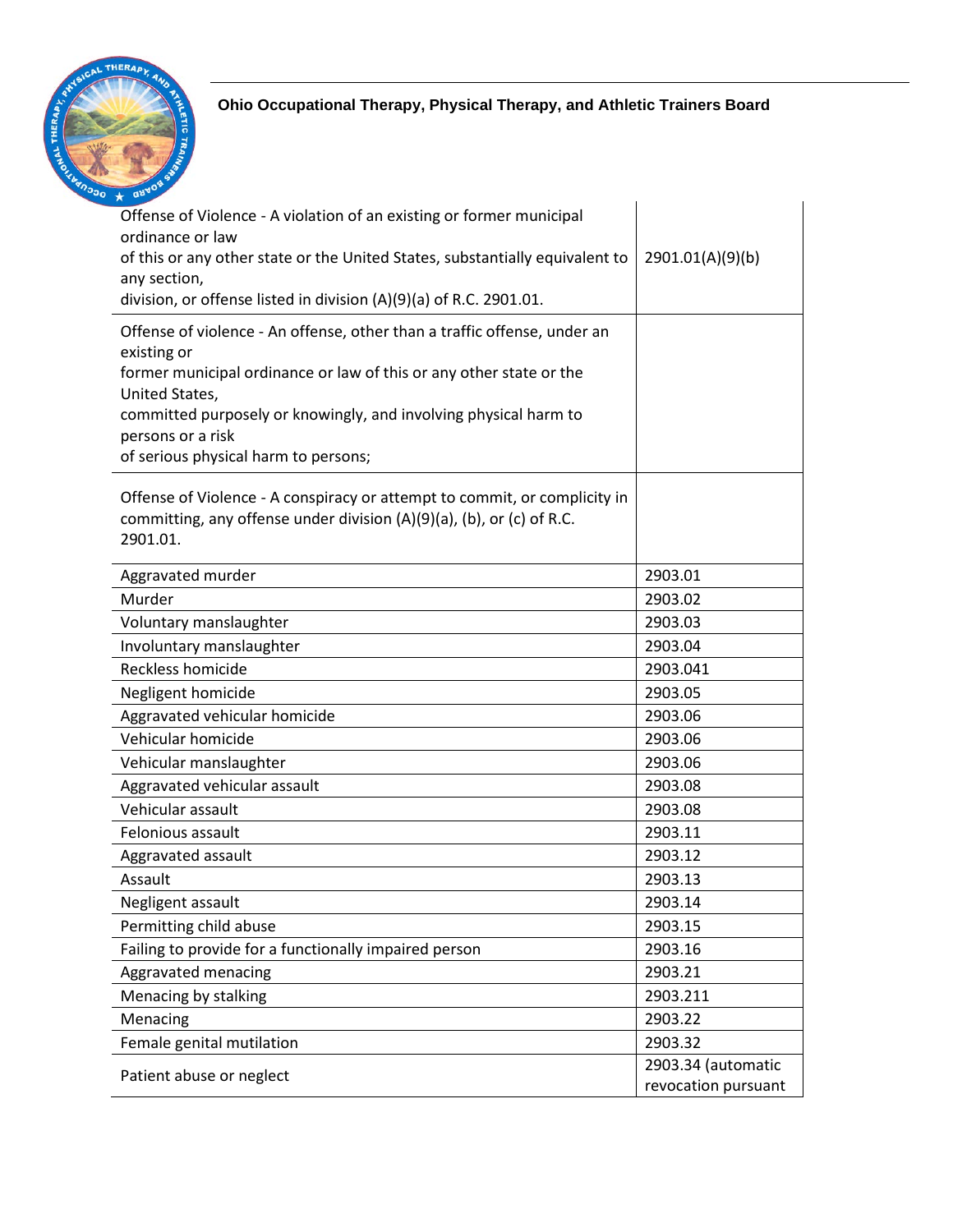| | |
|---|---|
| Offense of Violence - A violation of an existing or former municipal ordinance or law of this or any other state or the United States, substantially equivalent to any section, division, or offense listed in division (A)(9)(a) of R.C. 2901.01. | 2901.01(A)(9)(b) |
| Offense of violence - An offense, other than a traffic offense, under an existing or former municipal ordinance or law of this or any other state or the United States, committed purposely or knowingly, and involving physical harm to persons or a risk of serious physical harm to persons; | |
| Offense of Violence - A conspiracy or attempt to commit, or complicity in committing, any offense under division (A)(9)(a), (b), or (c) of R.C. 2901.01. | |
| Aggravated murder | 2903.01 |
| Murder | 2903.02 |
| Voluntary manslaughter | 2903.03 |
| Involuntary manslaughter | 2903.04 |
| Reckless homicide | 2903.041 |
| Negligent homicide | 2903.05 |
| Aggravated vehicular homicide | 2903.06 |
| Vehicular homicide | 2903.06 |
| Vehicular manslaughter | 2903.06 |
| Aggravated vehicular assault | 2903.08 |
| Vehicular assault | 2903.08 |
| Felonious assault | 2903.11 |
| Aggravated assault | 2903.12 |
| Assault | 2903.13 |
| Negligent assault | 2903.14 |
| Permitting child abuse | 2903.15 |
| Failing to provide for a functionally impaired person | 2903.16 |
| Aggravated menacing | 2903.21 |
| Menacing by stalking | 2903.211 |
| Menacing | 2903.22 |
| Female genital mutilation | 2903.32 |
| Patient abuse or neglect | 2903.34 (automatic revocation pursuant |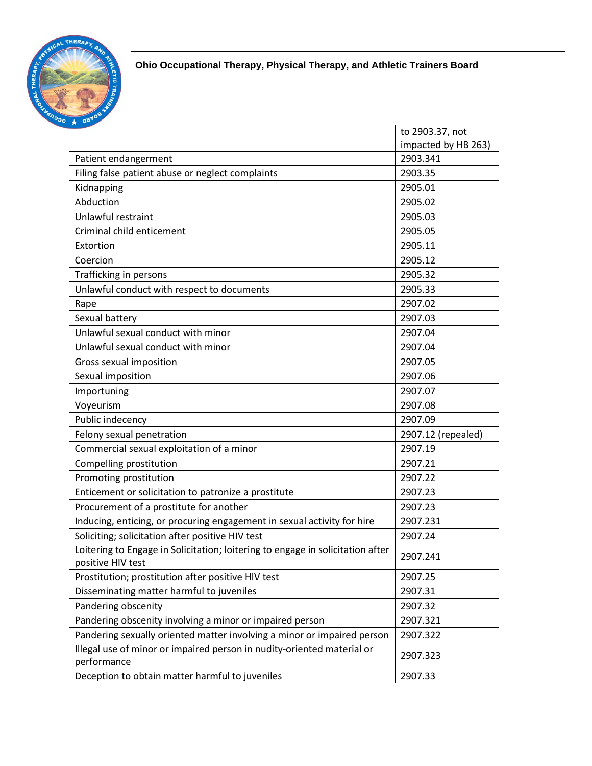| | |
|---|---|
| | to 2903.37, not impacted by HB 263) |
| Patient endangerment | 2903.341 |
| Filing false patient abuse or neglect complaints | 2903.35 |
| Kidnapping | 2905.01 |
| Abduction | 2905.02 |
| Unlawful restraint | 2905.03 |
| Criminal child enticement | 2905.05 |
| Extortion | 2905.11 |
| Coercion | 2905.12 |
| Trafficking in persons | 2905.32 |
| Unlawful conduct with respect to documents | 2905.33 |
| Rape | 2907.02 |
| Sexual battery | 2907.03 |
| Unlawful sexual conduct with minor | 2907.04 |
| Unlawful sexual conduct with minor | 2907.04 |
| Gross sexual imposition | 2907.05 |
| Sexual imposition | 2907.06 |
| Importuning | 2907.07 |
| Voyeurism | 2907.08 |
| Public indecency | 2907.09 |
| Felony sexual penetration | 2907.12 (repealed) |
| Commercial sexual exploitation of a minor | 2907.19 |
| Compelling prostitution | 2907.21 |
| Promoting prostitution | 2907.22 |
| Enticement or solicitation to patronize a prostitute | 2907.23 |
| Procurement of a prostitute for another | 2907.23 |
| Inducing, enticing, or procuring engagement in sexual activity for hire | 2907.231 |
| Soliciting; solicitation after positive HIV test | 2907.24 |
| Loitering to Engage in Solicitation; loitering to engage in solicitation after positive HIV test | 2907.241 |
| Prostitution; prostitution after positive HIV test | 2907.25 |
| Disseminating matter harmful to juveniles | 2907.31 |
| Pandering obscenity | 2907.32 |
| Pandering obscenity involving a minor or impaired person | 2907.321 |
| Pandering sexually oriented matter involving a minor or impaired person | 2907.322 |
| Illegal use of minor or impaired person in nudity-oriented material or performance | 2907.323 |
| Deception to obtain matter harmful to juveniles | 2907.33 |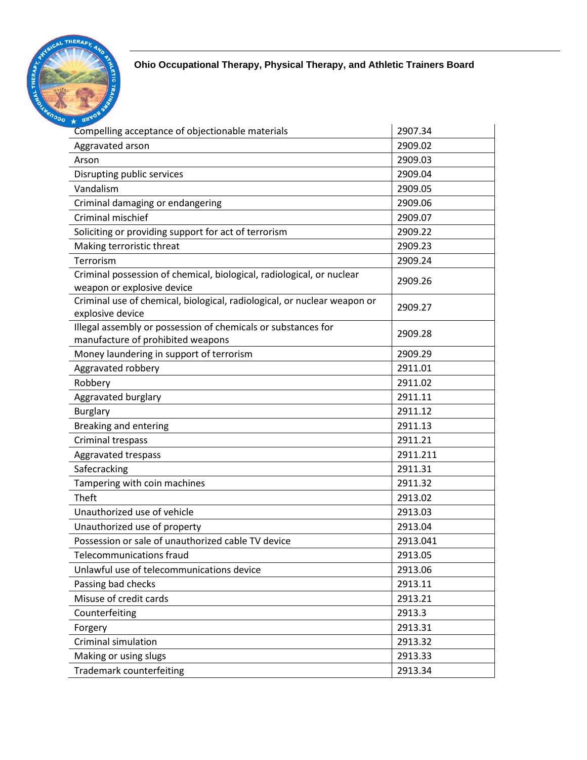| Compelling acceptance of objectionable materials | 2907.34 |
| --- | --- |
| Aggravated arson | 2909.02 |
| Arson | 2909.03 |
| Disrupting public services | 2909.04 |
| Vandalism | 2909.05 |
| Criminal damaging or endangering | 2909.06 |
| Criminal mischief | 2909.07 |
| Soliciting or providing support for act of terrorism | 2909.22 |
| Making terroristic threat | 2909.23 |
| Terrorism | 2909.24 |
| Criminal possession of chemical, biological, radiological, or nuclear weapon or explosive device | 2909.26 |
| Criminal use of chemical, biological, radiological, or nuclear weapon or explosive device | 2909.27 |
| Illegal assembly or possession of chemicals or substances for manufacture of prohibited weapons | 2909.28 |
| Money laundering in support of terrorism | 2909.29 |
| Aggravated robbery | 2911.01 |
| Robbery | 2911.02 |
| Aggravated burglary | 2911.11 |
| Burglary | 2911.12 |
| Breaking and entering | 2911.13 |
| Criminal trespass | 2911.21 |
| Aggravated trespass | 2911.211 |
| Safecracking | 2911.31 |
| Tampering with coin machines | 2911.32 |
| Theft | 2913.02 |
| Unauthorized use of vehicle | 2913.03 |
| Unauthorized use of property | 2913.04 |
| Possession or sale of unauthorized cable TV device | 2913.041 |
| Telecommunications fraud | 2913.05 |
| Unlawful use of telecommunications device | 2913.06 |
| Passing bad checks | 2913.11 |
| Misuse of credit cards | 2913.21 |
| Counterfeiting | 2913.3 |
| Forgery | 2913.31 |
| Criminal simulation | 2913.32 |
| Making or using slugs | 2913.33 |
| Trademark counterfeiting | 2913.34 |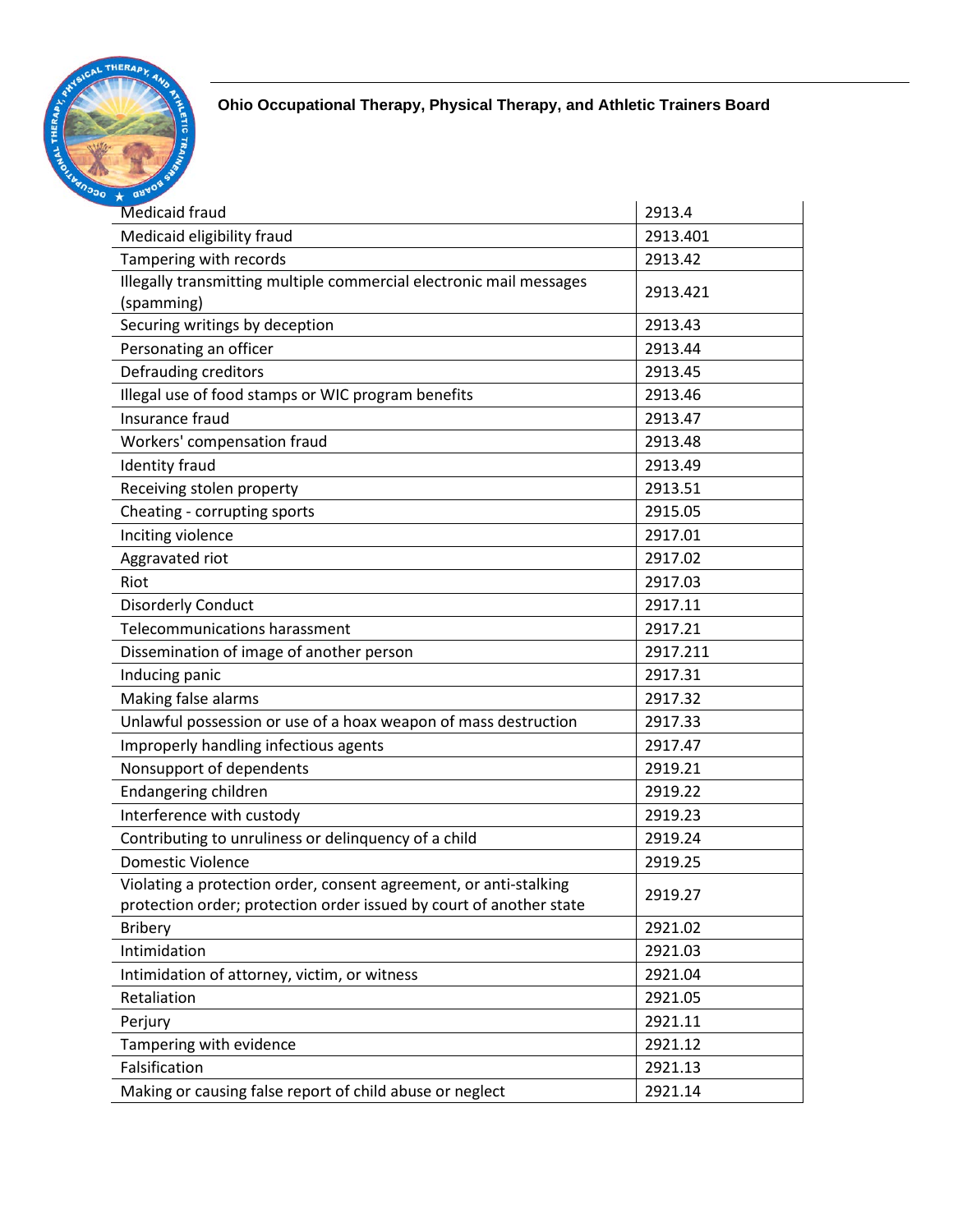| Medicaid fraud | 2913.4 |
|---|---|
| Medicaid eligibility fraud | 2913.401 |
| Tampering with records | 2913.42 |
| Illegally transmitting multiple commercial electronic mail messages (spamming) | 2913.421 |
| Securing writings by deception | 2913.43 |
| Personating an officer | 2913.44 |
| Defrauding creditors | 2913.45 |
| Illegal use of food stamps or WIC program benefits | 2913.46 |
| Insurance fraud | 2913.47 |
| Workers' compensation fraud | 2913.48 |
| Identity fraud | 2913.49 |
| Receiving stolen property | 2913.51 |
| Cheating - corrupting sports | 2915.05 |
| Inciting violence | 2917.01 |
| Aggravated riot | 2917.02 |
| Riot | 2917.03 |
| Disorderly Conduct | 2917.11 |
| Telecommunications harassment | 2917.21 |
| Dissemination of image of another person | 2917.211 |
| Inducing panic | 2917.31 |
| Making false alarms | 2917.32 |
| Unlawful possession or use of a hoax weapon of mass destruction | 2917.33 |
| Improperly handling infectious agents | 2917.47 |
| Nonsupport of dependents | 2919.21 |
| Endangering children | 2919.22 |
| Interference with custody | 2919.23 |
| Contributing to unruliness or delinquency of a child | 2919.24 |
| Domestic Violence | 2919.25 |
| Violating a protection order, consent agreement, or anti-stalking protection order; protection order issued by court of another state | 2919.27 |
| Bribery | 2921.02 |
| Intimidation | 2921.03 |
| Intimidation of attorney, victim, or witness | 2921.04 |
| Retaliation | 2921.05 |
| Perjury | 2921.11 |
| Tampering with evidence | 2921.12 |
| Falsification | 2921.13 |
| Making or causing false report of child abuse or neglect | 2921.14 |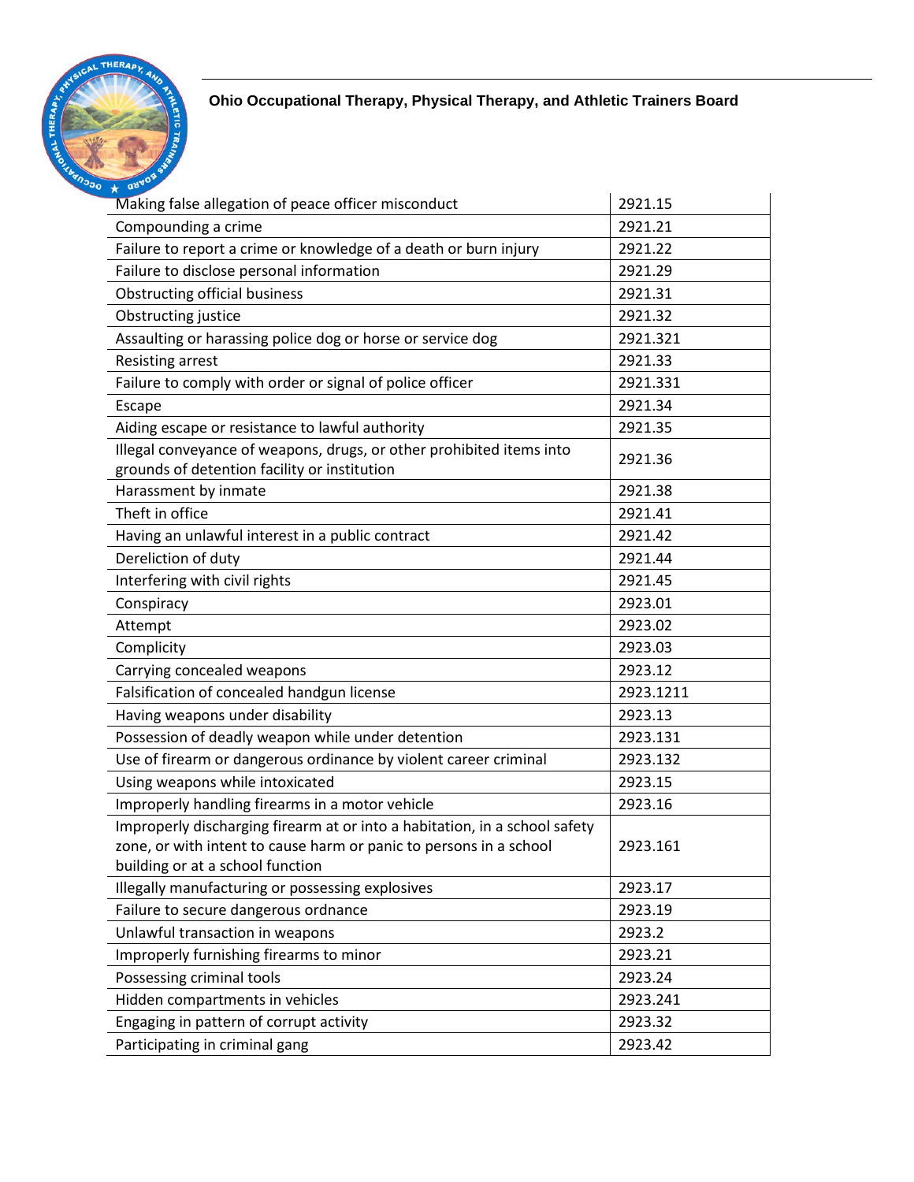**Ohio Occupational Therapy, Physical Therapy, and Athletic Trainers Board**

| | |
|---|---|
| Making false allegation of peace officer misconduct | 2921.15 |
| Compounding a crime | 2921.21 |
| Failure to report a crime or knowledge of a death or burn injury | 2921.22 |
| Failure to disclose personal information | 2921.29 |
| Obstructing official business | 2921.31 |
| Obstructing justice | 2921.32 |
| Assaulting or harassing police dog or horse or service dog | 2921.321 |
| Resisting arrest | 2921.33 |
| Failure to comply with order or signal of police officer | 2921.331 |
| Escape | 2921.34 |
| Aiding escape or resistance to lawful authority | 2921.35 |
| Illegal conveyance of weapons, drugs, or other prohibited items into grounds of detention facility or institution | 2921.36 |
| Harassment by inmate | 2921.38 |
| Theft in office | 2921.41 |
| Having an unlawful interest in a public contract | 2921.42 |
| Dereliction of duty | 2921.44 |
| Interfering with civil rights | 2921.45 |
| Conspiracy | 2923.01 |
| Attempt | 2923.02 |
| Complicity | 2923.03 |
| Carrying concealed weapons | 2923.12 |
| Falsification of concealed handgun license | 2923.1211 |
| Having weapons under disability | 2923.13 |
| Possession of deadly weapon while under detention | 2923.131 |
| Use of firearm or dangerous ordinance by violent career criminal | 2923.132 |
| Using weapons while intoxicated | 2923.15 |
| Improperly handling firearms in a motor vehicle | 2923.16 |
| Improperly discharging firearm at or into a habitation, in a school safety zone, or with intent to cause harm or panic to persons in a school building or at a school function | 2923.161 |
| Illegally manufacturing or possessing explosives | 2923.17 |
| Failure to secure dangerous ordnance | 2923.19 |
| Unlawful transaction in weapons | 2923.2 |
| Improperly furnishing firearms to minor | 2923.21 |
| Possessing criminal tools | 2923.24 |
| Hidden compartments in vehicles | 2923.241 |
| Engaging in pattern of corrupt activity | 2923.32 |
| Participating in criminal gang | 2923.42 |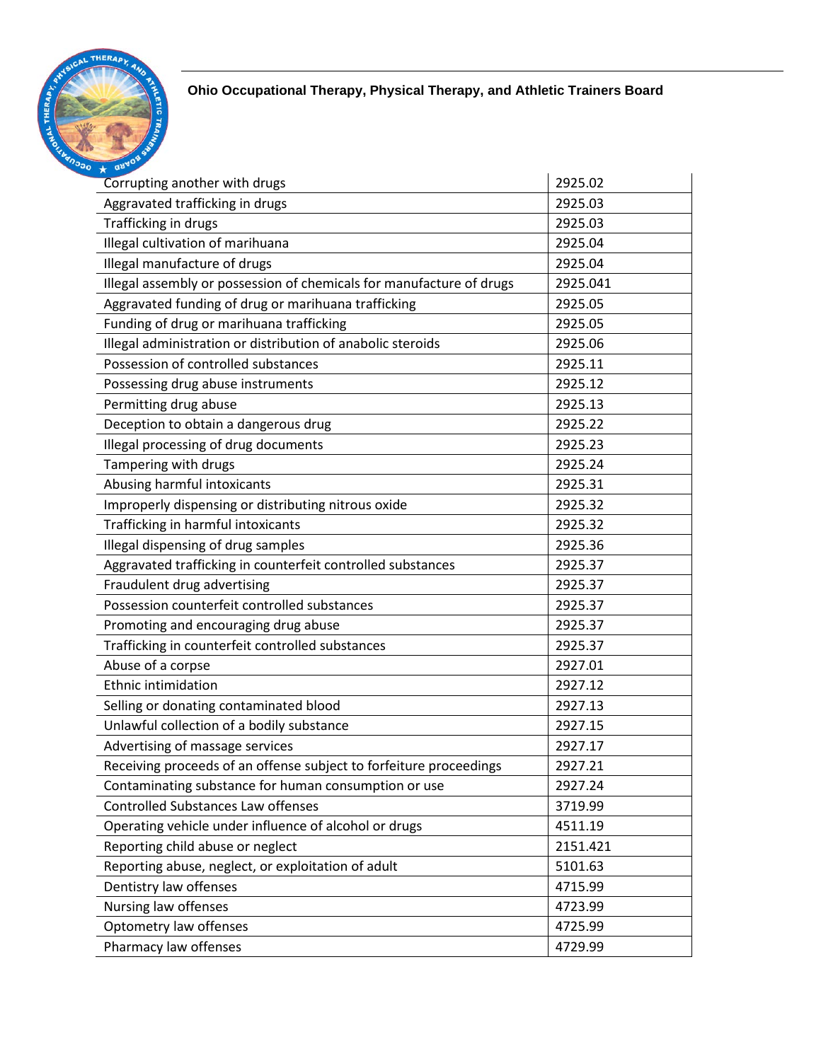| Corrupting another with drugs | 2925.02 |
| --- | --- |
| Aggravated trafficking in drugs | 2925.03 |
| Trafficking in drugs | 2925.03 |
| Illegal cultivation of marihuana | 2925.04 |
| Illegal manufacture of drugs | 2925.04 |
| Illegal assembly or possession of chemicals for manufacture of drugs | 2925.041 |
| Aggravated funding of drug or marihuana trafficking | 2925.05 |
| Funding of drug or marihuana trafficking | 2925.05 |
| Illegal administration or distribution of anabolic steroids | 2925.06 |
| Possession of controlled substances | 2925.11 |
| Possessing drug abuse instruments | 2925.12 |
| Permitting drug abuse | 2925.13 |
| Deception to obtain a dangerous drug | 2925.22 |
| Illegal processing of drug documents | 2925.23 |
| Tampering with drugs | 2925.24 |
| Abusing harmful intoxicants | 2925.31 |
| Improperly dispensing or distributing nitrous oxide | 2925.32 |
| Trafficking in harmful intoxicants | 2925.32 |
| Illegal dispensing of drug samples | 2925.36 |
| Aggravated trafficking in counterfeit controlled substances | 2925.37 |
| Fraudulent drug advertising | 2925.37 |
| Possession counterfeit controlled substances | 2925.37 |
| Promoting and encouraging drug abuse | 2925.37 |
| Trafficking in counterfeit controlled substances | 2925.37 |
| Abuse of a corpse | 2927.01 |
| Ethnic intimidation | 2927.12 |
| Selling or donating contaminated blood | 2927.13 |
| Unlawful collection of a bodily substance | 2927.15 |
| Advertising of massage services | 2927.17 |
| Receiving proceeds of an offense subject to forfeiture proceedings | 2927.21 |
| Contaminating substance for human consumption or use | 2927.24 |
| Controlled Substances Law offenses | 3719.99 |
| Operating vehicle under influence of alcohol or drugs | 4511.19 |
| Reporting child abuse or neglect | 2151.421 |
| Reporting abuse, neglect, or exploitation of adult | 5101.63 |
| Dentistry law offenses | 4715.99 |
| Nursing law offenses | 4723.99 |
| Optometry law offenses | 4725.99 |
| Pharmacy law offenses | 4729.99 |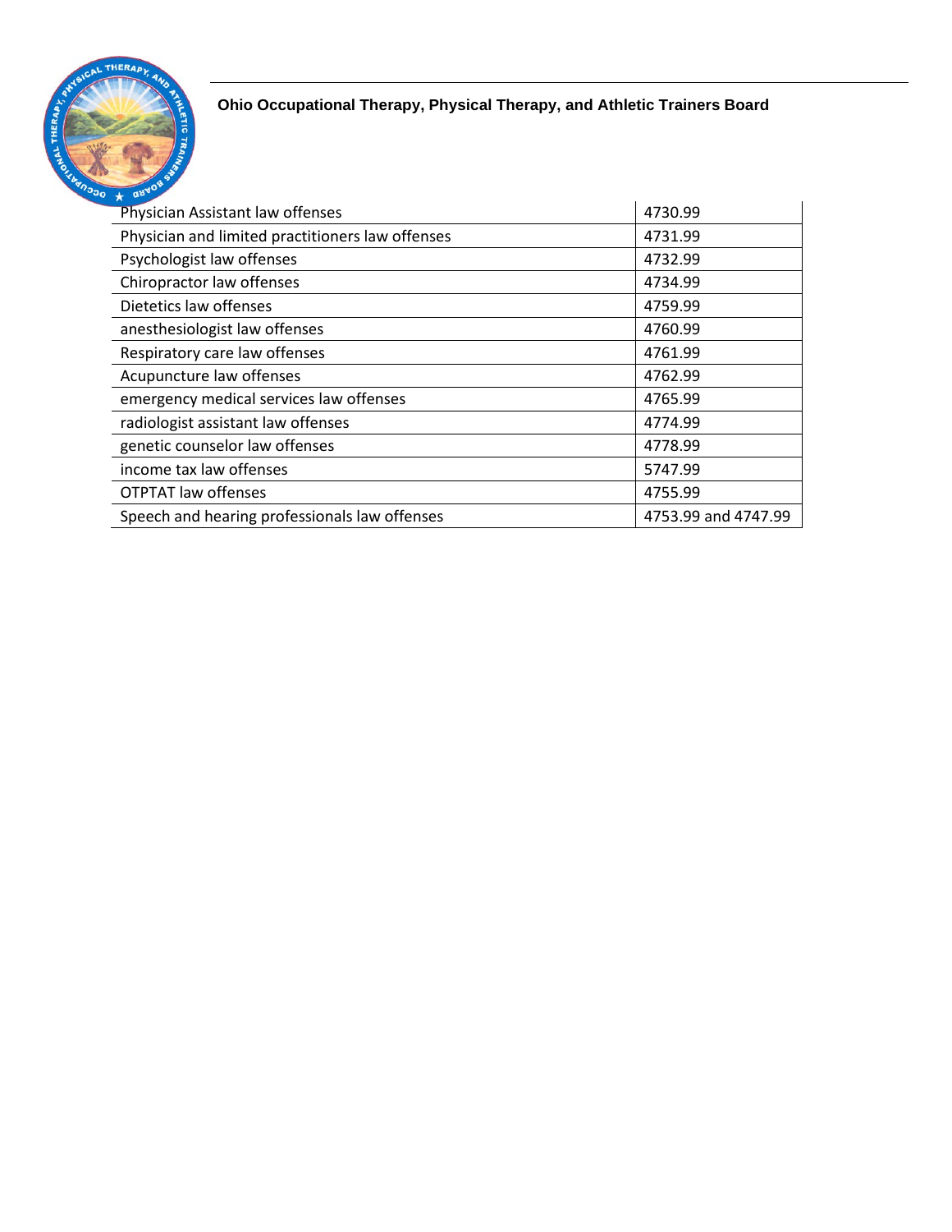| | |
|---|---|
| Physician Assistant law offenses | 4730.99 |
| Physician and limited practitioners law offenses | 4731.99 |
| Psychologist law offenses | 4732.99 |
| Chiropractor law offenses | 4734.99 |
| Dietetics law offenses | 4759.99 |
| anesthesiologist law offenses | 4760.99 |
| Respiratory care law offenses | 4761.99 |
| Acupuncture law offenses | 4762.99 |
| emergency medical services law offenses | 4765.99 |
| radiologist assistant law offenses | 4774.99 |
| genetic counselor law offenses | 4778.99 |
| income tax law offenses | 5747.99 |
| OTPTAT law offenses | 4755.99 |
| Speech and hearing professionals law offenses | 4753.99 and 4747.99 |